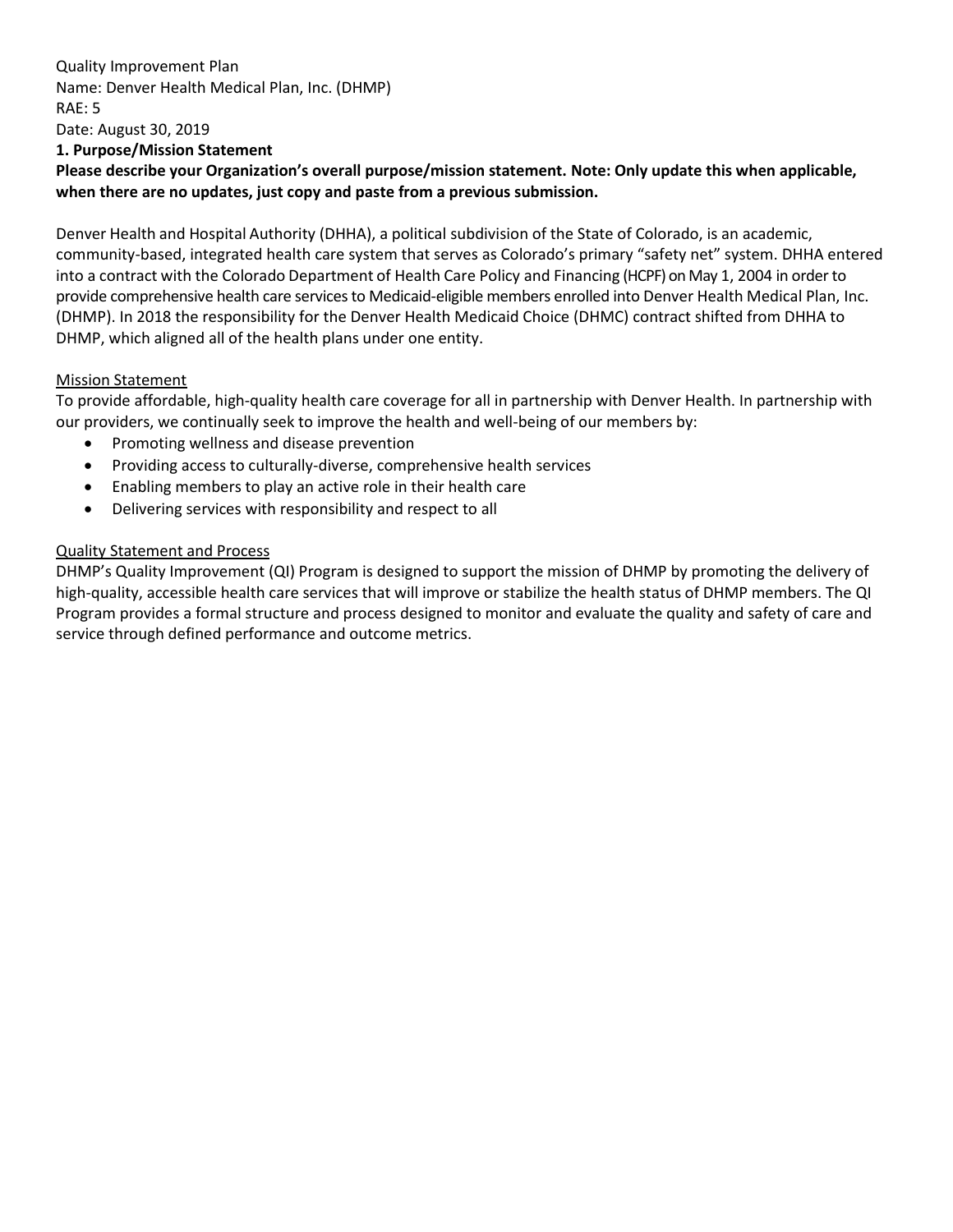Quality Improvement Plan
Name: Denver Health Medical Plan, Inc. (DHMP)
RAE: 5
Date: August 30, 2019

**1. Purpose/Mission Statement**

**Please describe your Organization's overall purpose/mission statement. Note: Only update this when applicable, when there are no updates, just copy and paste from a previous submission.**

Denver Health and Hospital Authority (DHHA), a political subdivision of the State of Colorado, is an academic, community-based, integrated health care system that serves as Colorado's primary "safety net" system. DHHA entered into a contract with the Colorado Department of Health Care Policy and Financing (HCPF) on May 1, 2004 in order to provide comprehensive health care services to Medicaid-eligible members enrolled into Denver Health Medical Plan, Inc. (DHMP). In 2018 the responsibility for the Denver Health Medicaid Choice (DHMC) contract shifted from DHHA to DHMP, which aligned all of the health plans under one entity.

<u>Mission Statement</u>

To provide affordable, high-quality health care coverage for all in partnership with Denver Health. In partnership with our providers, we continually seek to improve the health and well-being of our members by:

- Promoting wellness and disease prevention
- Providing access to culturally-diverse, comprehensive health services
- Enabling members to play an active role in their health care
- Delivering services with responsibility and respect to all

<u>Quality Statement and Process</u>

DHMP's Quality Improvement (QI) Program is designed to support the mission of DHMP by promoting the delivery of high-quality, accessible health care services that will improve or stabilize the health status of DHMP members. The QI Program provides a formal structure and process designed to monitor and evaluate the quality and safety of care and service through defined performance and outcome metrics.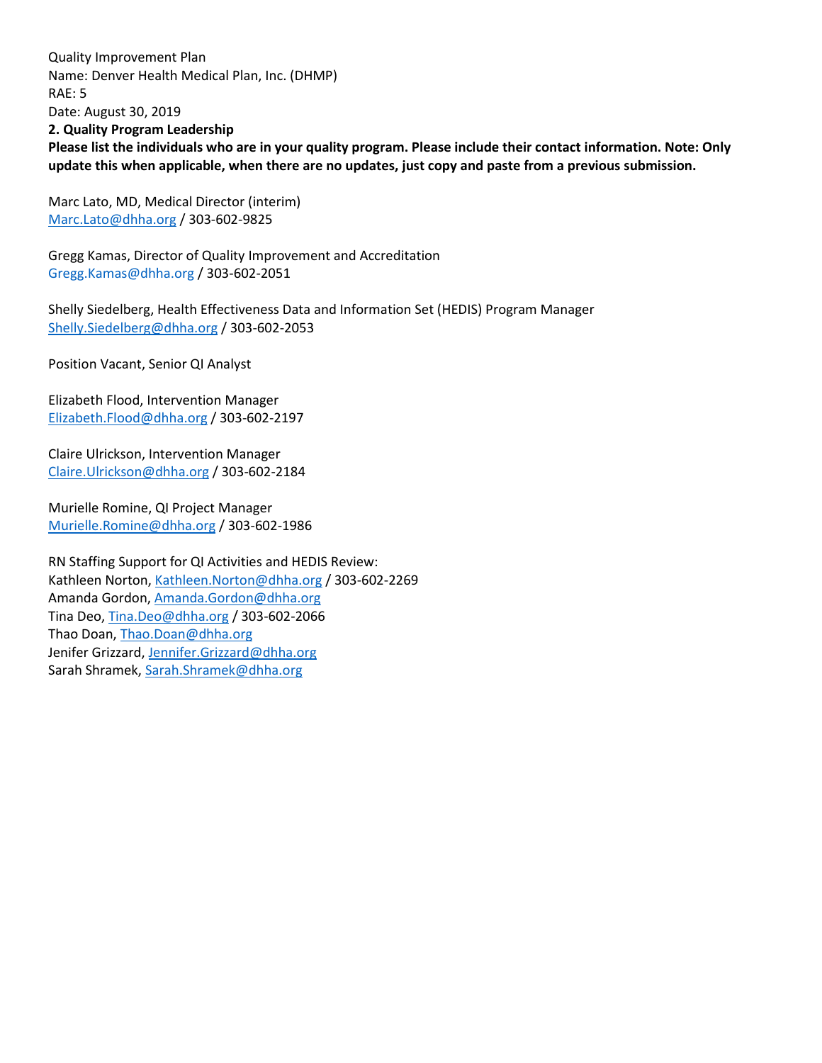Quality Improvement Plan
Name: Denver Health Medical Plan, Inc. (DHMP)
RAE: 5
Date: August 30, 2019

**2. Quality Program Leadership**

**Please list the individuals who are in your quality program. Please include their contact information. Note: Only update this when applicable, when there are no updates, just copy and paste from a previous submission.**

Marc Lato, MD, Medical Director (interim)
Marc.Lato@dhha.org / 303-602-9825

Gregg Kamas, Director of Quality Improvement and Accreditation
Gregg.Kamas@dhha.org / 303-602-2051

Shelly Siedelberg, Health Effectiveness Data and Information Set (HEDIS) Program Manager
Shelly.Siedelberg@dhha.org / 303-602-2053

Position Vacant, Senior QI Analyst

Elizabeth Flood, Intervention Manager
Elizabeth.Flood@dhha.org / 303-602-2197

Claire Ulrickson, Intervention Manager
Claire.Ulrickson@dhha.org / 303-602-2184

Murielle Romine, QI Project Manager
Murielle.Romine@dhha.org / 303-602-1986

RN Staffing Support for QI Activities and HEDIS Review:
Kathleen Norton, Kathleen.Norton@dhha.org / 303-602-2269
Amanda Gordon, Amanda.Gordon@dhha.org
Tina Deo, Tina.Deo@dhha.org / 303-602-2066
Thao Doan, Thao.Doan@dhha.org
Jenifer Grizzard, Jennifer.Grizzard@dhha.org
Sarah Shramek, Sarah.Shramek@dhha.org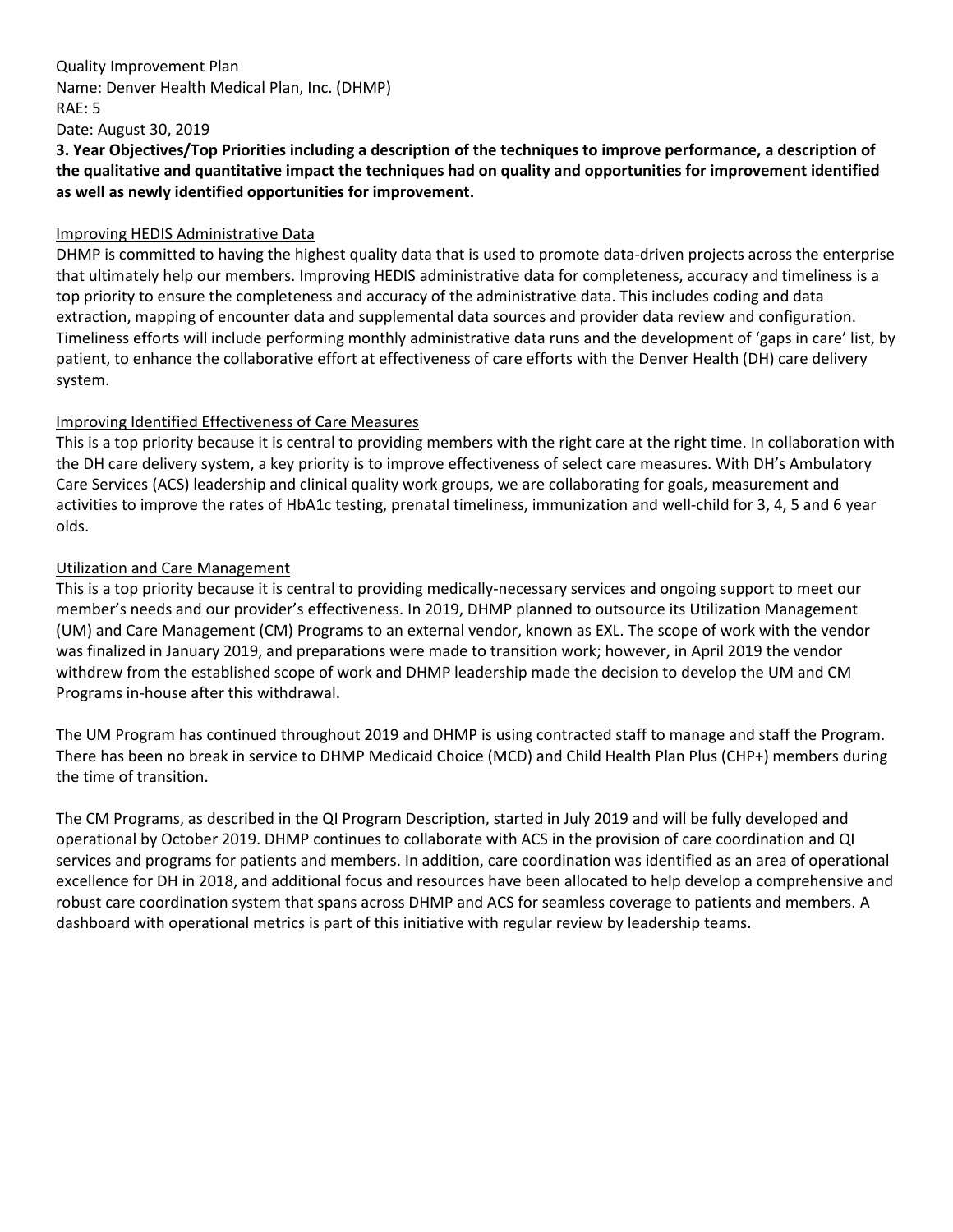Quality Improvement Plan
Name: Denver Health Medical Plan, Inc. (DHMP)
RAE: 5
Date: August 30, 2019

**3. Year Objectives/Top Priorities including a description of the techniques to improve performance, a description of the qualitative and quantitative impact the techniques had on quality and opportunities for improvement identified as well as newly identified opportunities for improvement.**

<u>Improving HEDIS Administrative Data</u>

DHMP is committed to having the highest quality data that is used to promote data-driven projects across the enterprise that ultimately help our members. Improving HEDIS administrative data for completeness, accuracy and timeliness is a top priority to ensure the completeness and accuracy of the administrative data. This includes coding and data extraction, mapping of encounter data and supplemental data sources and provider data review and configuration. Timeliness efforts will include performing monthly administrative data runs and the development of 'gaps in care' list, by patient, to enhance the collaborative effort at effectiveness of care efforts with the Denver Health (DH) care delivery system.

<u>Improving Identified Effectiveness of Care Measures</u>

This is a top priority because it is central to providing members with the right care at the right time. In collaboration with the DH care delivery system, a key priority is to improve effectiveness of select care measures. With DH's Ambulatory Care Services (ACS) leadership and clinical quality work groups, we are collaborating for goals, measurement and activities to improve the rates of HbA1c testing, prenatal timeliness, immunization and well-child for 3, 4, 5 and 6 year olds.

<u>Utilization and Care Management</u>

This is a top priority because it is central to providing medically-necessary services and ongoing support to meet our member's needs and our provider's effectiveness. In 2019, DHMP planned to outsource its Utilization Management (UM) and Care Management (CM) Programs to an external vendor, known as EXL. The scope of work with the vendor was finalized in January 2019, and preparations were made to transition work; however, in April 2019 the vendor withdrew from the established scope of work and DHMP leadership made the decision to develop the UM and CM Programs in-house after this withdrawal.

The UM Program has continued throughout 2019 and DHMP is using contracted staff to manage and staff the Program. There has been no break in service to DHMP Medicaid Choice (MCD) and Child Health Plan Plus (CHP+) members during the time of transition.

The CM Programs, as described in the QI Program Description, started in July 2019 and will be fully developed and operational by October 2019. DHMP continues to collaborate with ACS in the provision of care coordination and QI services and programs for patients and members. In addition, care coordination was identified as an area of operational excellence for DH in 2018, and additional focus and resources have been allocated to help develop a comprehensive and robust care coordination system that spans across DHMP and ACS for seamless coverage to patients and members. A dashboard with operational metrics is part of this initiative with regular review by leadership teams.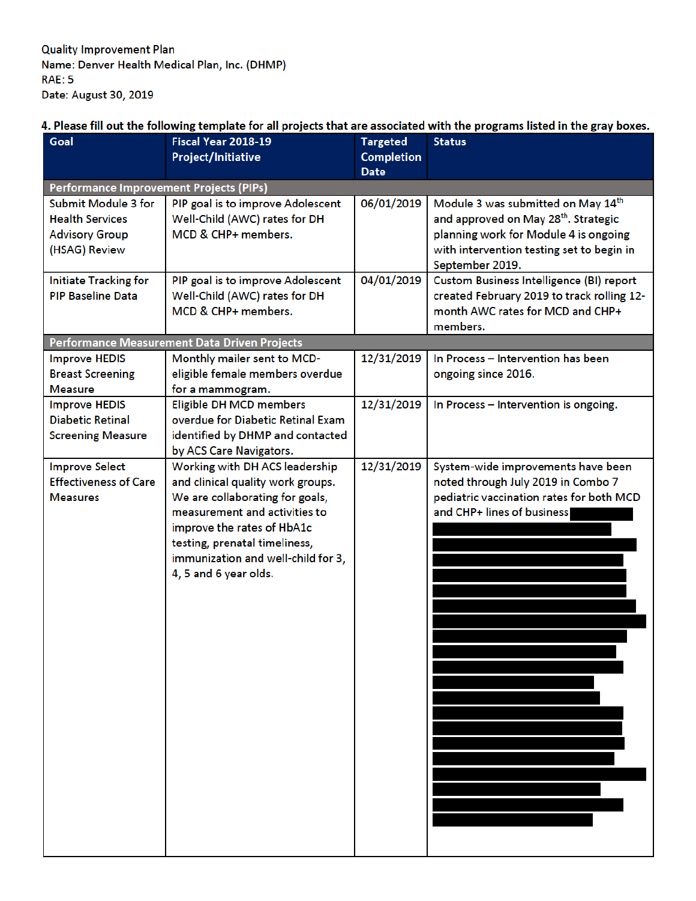Quality Improvement Plan
Name: Denver Health Medical Plan, Inc. (DHMP)
RAE: 5
Date: August 30, 2019

**4. Please fill out the following template for all projects that are associated with the programs listed in the gray boxes.**

| Goal | Fiscal Year 2018-19 Project/Initiative | Targeted Completion Date | Status |
|---|---|---|---|
| **Performance Improvement Projects (PIPs)** | | | |
| Submit Module 3 for Health Services Advisory Group (HSAG) Review | PIP goal is to improve Adolescent Well-Child (AWC) rates for DH MCD & CHP+ members. | 06/01/2019 | Module 3 was submitted on May 14th and approved on May 28th. Strategic planning work for Module 4 is ongoing with intervention testing set to begin in September 2019. |
| Initiate Tracking for PIP Baseline Data | PIP goal is to improve Adolescent Well-Child (AWC) rates for DH MCD & CHP+ members. | 04/01/2019 | Custom Business Intelligence (BI) report created February 2019 to track rolling 12-month AWC rates for MCD and CHP+ members. |
| **Performance Measurement Data Driven Projects** | | | |
| Improve HEDIS Breast Screening Measure | Monthly mailer sent to MCD-eligible female members overdue for a mammogram. | 12/31/2019 | In Process – Intervention has been ongoing since 2016. |
| Improve HEDIS Diabetic Retinal Screening Measure | Eligible DH MCD members overdue for Diabetic Retinal Exam identified by DHMP and contacted by ACS Care Navigators. | 12/31/2019 | In Process – Intervention is ongoing. |
| Improve Select Effectiveness of Care Measures | Working with DH ACS leadership and clinical quality work groups. We are collaborating for goals, measurement and activities to improve the rates of HbA1c testing, prenatal timeliness, immunization and well-child for 3, 4, 5 and 6 year olds. | 12/31/2019 | System-wide improvements have been noted through July 2019 in Combo 7 pediatric vaccination rates for both MCD and CHP+ lines of business [REDACTED] |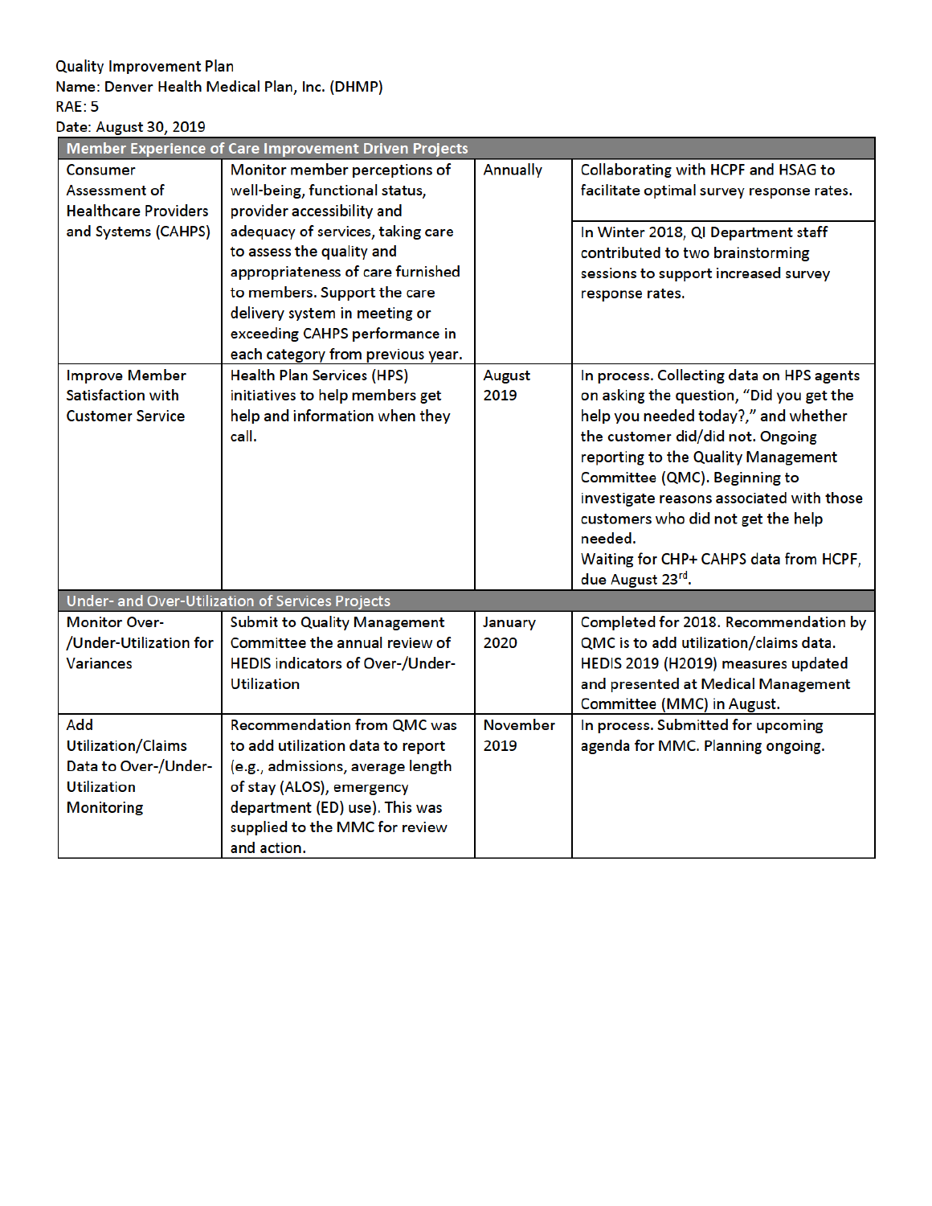Quality Improvement Plan
Name: Denver Health Medical Plan, Inc. (DHMP)
RAE: 5
Date: August 30, 2019

| Member Experience of Care Improvement Driven Projects | | | |
|---|---|---|---|
| Consumer Assessment of Healthcare Providers and Systems (CAHPS) | Monitor member perceptions of well-being, functional status, provider accessibility and adequacy of services, taking care to assess the quality and appropriateness of care furnished to members. Support the care delivery system in meeting or exceeding CAHPS performance in each category from previous year. | Annually | Collaborating with HCPF and HSAG to facilitate optimal survey response rates.<br><br>In Winter 2018, QI Department staff contributed to two brainstorming sessions to support increased survey response rates. |
| Improve Member Satisfaction with Customer Service | Health Plan Services (HPS) initiatives to help members get help and information when they call. | August 2019 | In process. Collecting data on HPS agents on asking the question, "Did you get the help you needed today?," and whether the customer did/did not. Ongoing reporting to the Quality Management Committee (QMC). Beginning to investigate reasons associated with those customers who did not get the help needed.<br>Waiting for CHP+ CAHPS data from HCPF, due August 23rd. |
| **Under- and Over-Utilization of Services Projects** | | | |
| Monitor Over-/Under-Utilization for Variances | Submit to Quality Management Committee the annual review of HEDIS indicators of Over-/Under-Utilization | January 2020 | Completed for 2018. Recommendation by QMC is to add utilization/claims data. HEDIS 2019 (H2019) measures updated and presented at Medical Management Committee (MMC) in August. |
| Add Utilization/Claims Data to Over-/Under-Utilization Monitoring | Recommendation from QMC was to add utilization data to report (e.g., admissions, average length of stay (ALOS), emergency department (ED) use). This was supplied to the MMC for review and action. | November 2019 | In process. Submitted for upcoming agenda for MMC. Planning ongoing. |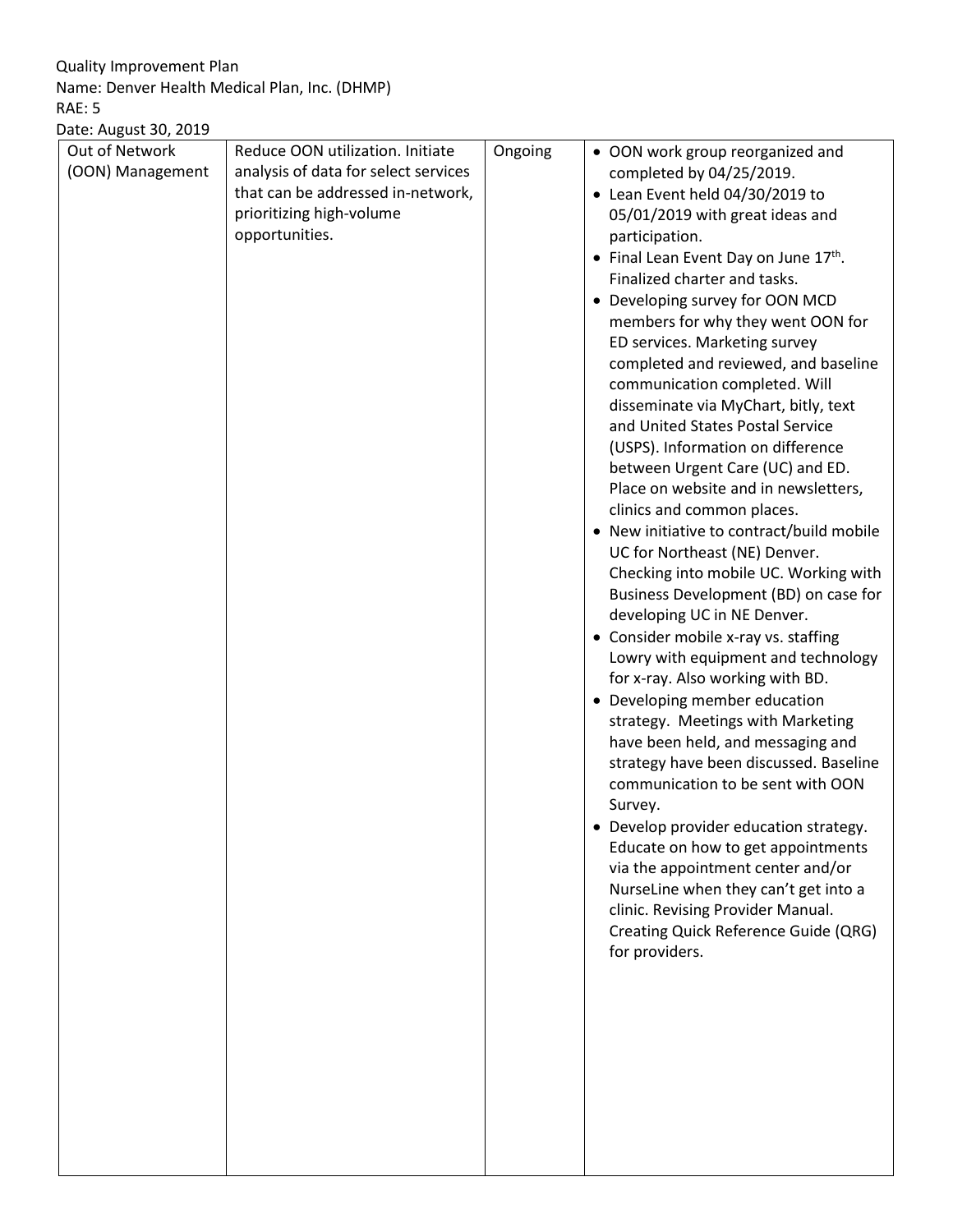Quality Improvement Plan
Name: Denver Health Medical Plan, Inc. (DHMP)
RAE: 5
Date: August 30, 2019

| | | | |
|---|---|---|---|
| Out of Network (OON) Management | Reduce OON utilization. Initiate analysis of data for select services that can be addressed in-network, prioritizing high-volume opportunities. | Ongoing | • OON work group reorganized and completed by 04/25/2019.<br>• Lean Event held 04/30/2019 to 05/01/2019 with great ideas and participation.<br>• Final Lean Event Day on June 17th. Finalized charter and tasks.<br>• Developing survey for OON MCD members for why they went OON for ED services. Marketing survey completed and reviewed, and baseline communication completed. Will disseminate via MyChart, bitly, text and United States Postal Service (USPS). Information on difference between Urgent Care (UC) and ED. Place on website and in newsletters, clinics and common places.<br>• New initiative to contract/build mobile UC for Northeast (NE) Denver. Checking into mobile UC. Working with Business Development (BD) on case for developing UC in NE Denver.<br>• Consider mobile x-ray vs. staffing Lowry with equipment and technology for x-ray. Also working with BD.<br>• Developing member education strategy. Meetings with Marketing have been held, and messaging and strategy have been discussed. Baseline communication to be sent with OON Survey.<br>• Develop provider education strategy. Educate on how to get appointments via the appointment center and/or NurseLine when they can't get into a clinic. Revising Provider Manual. Creating Quick Reference Guide (QRG) for providers. |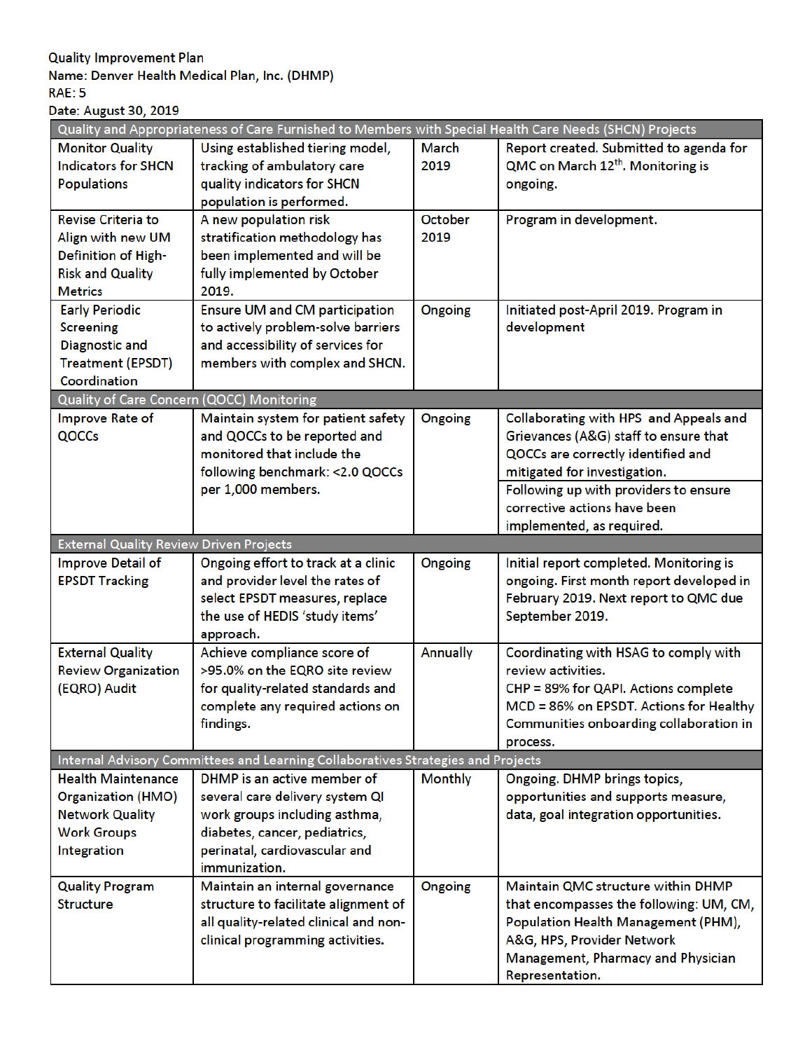Quality Improvement Plan
Name: Denver Health Medical Plan, Inc. (DHMP)
RAE: 5
Date: August 30, 2019

| | | | |
|---|---|---|---|
| **Quality and Appropriateness of Care Furnished to Members with Special Health Care Needs (SHCN) Projects** | | | |
| Monitor Quality Indicators for SHCN Populations | Using established tiering model, tracking of ambulatory care quality indicators for SHCN population is performed. | March 2019 | Report created. Submitted to agenda for QMC on March 12th. Monitoring is ongoing. |
| Revise Criteria to Align with new UM Definition of High-Risk and Quality Metrics | A new population risk stratification methodology has been implemented and will be fully implemented by October 2019. | October 2019 | Program in development. |
| Early Periodic Screening Diagnostic and Treatment (EPSDT) Coordination | Ensure UM and CM participation to actively problem-solve barriers and accessibility of services for members with complex and SHCN. | Ongoing | Initiated post-April 2019. Program in development |
| **Quality of Care Concern (QOCC) Monitoring** | | | |
| Improve Rate of QOCCs | Maintain system for patient safety and QOCCs to be reported and monitored that include the following benchmark: <2.0 QOCCs per 1,000 members. | Ongoing | Collaborating with HPS and Appeals and Grievances (A&G) staff to ensure that QOCCs are correctly identified and mitigated for investigation.<br>Following up with providers to ensure corrective actions have been implemented, as required. |
| **External Quality Review Driven Projects** | | | |
| Improve Detail of EPSDT Tracking | Ongoing effort to track at a clinic and provider level the rates of select EPSDT measures, replace the use of HEDIS 'study items' approach. | Ongoing | Initial report completed. Monitoring is ongoing. First month report developed in February 2019. Next report to QMC due September 2019. |
| External Quality Review Organization (EQRO) Audit | Achieve compliance score of >95.0% on the EQRO site review for quality-related standards and complete any required actions on findings. | Annually | Coordinating with HSAG to comply with review activities.<br>CHP = 89% for QAPI. Actions complete<br>MCD = 86% on EPSDT. Actions for Healthy Communities onboarding collaboration in process. |
| **Internal Advisory Committees and Learning Collaboratives Strategies and Projects** | | | |
| Health Maintenance Organization (HMO) Network Quality Work Groups Integration | DHMP is an active member of several care delivery system QI work groups including asthma, diabetes, cancer, pediatrics, perinatal, cardiovascular and immunization. | Monthly | Ongoing. DHMP brings topics, opportunities and supports measure, data, goal integration opportunities. |
| Quality Program Structure | Maintain an internal governance structure to facilitate alignment of all quality-related clinical and non-clinical programming activities. | Ongoing | Maintain QMC structure within DHMP that encompasses the following: UM, CM, Population Health Management (PHM), A&G, HPS, Provider Network Management, Pharmacy and Physician Representation. |